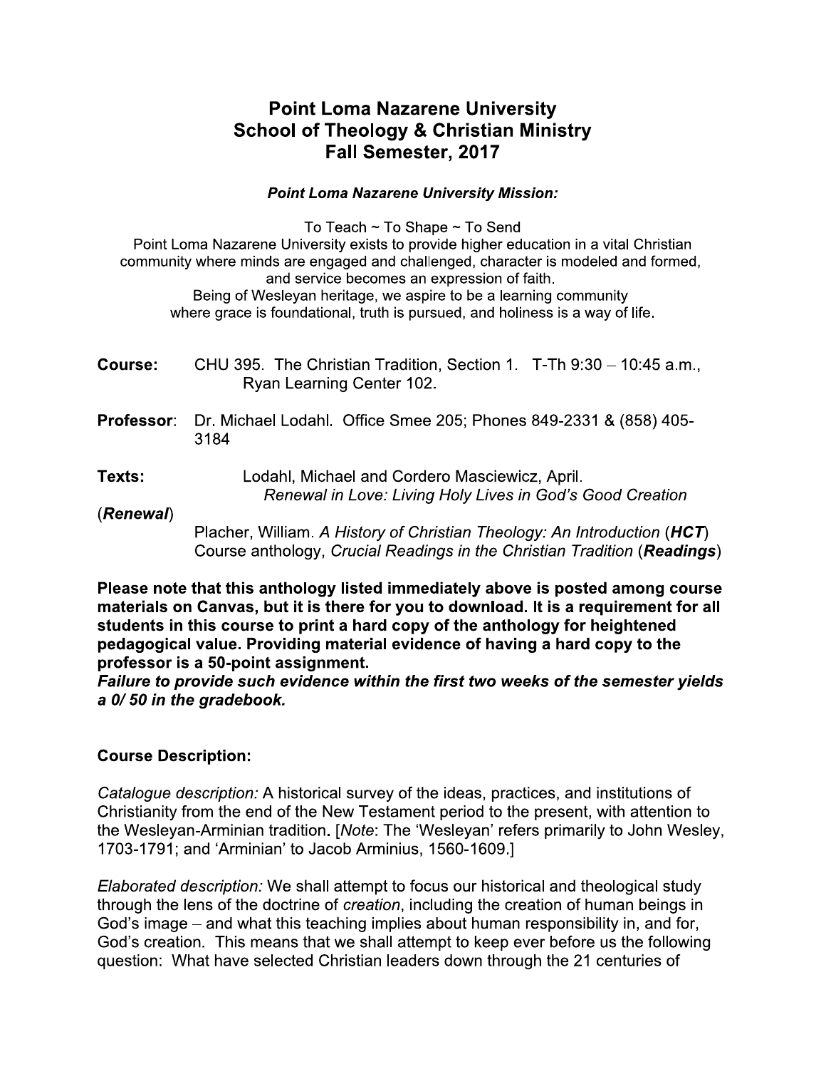# Point Loma Nazarene University
# School of Theology & Christian Ministry
# Fall Semester, 2017

***Point Loma Nazarene University Mission:***

To Teach ~ To Shape ~ To Send
Point Loma Nazarene University exists to provide higher education in a vital Christian community where minds are engaged and challenged, character is modeled and formed, and service becomes an expression of faith.
Being of Wesleyan heritage, we aspire to be a learning community where grace is foundational, truth is pursued, and holiness is a way of life.

**Course:** CHU 395. The Christian Tradition, Section 1. T-Th 9:30 – 10:45 a.m., Ryan Learning Center 102.

**Professor**: Dr. Michael Lodahl. Office Smee 205; Phones 849-2331 & (858) 405-3184

**Texts:** Lodahl, Michael and Cordero Masciewicz, April. *Renewal in Love: Living Holy Lives in God's Good Creation* (***Renewal***)
Placher, William. *A History of Christian Theology: An Introduction* (***HCT***)
Course anthology, *Crucial Readings in the Christian Tradition* (***Readings***)

**Please note that this anthology listed immediately above is posted among course materials on Canvas, but it is there for you to download. It is a requirement for all students in this course to print a hard copy of the anthology for heightened pedagogical value. Providing material evidence of having a hard copy to the professor is a 50-point assignment.**
***Failure to provide such evidence within the first two weeks of the semester yields a 0/ 50 in the gradebook.***

**Course Description:**

*Catalogue description:* A historical survey of the ideas, practices, and institutions of Christianity from the end of the New Testament period to the present, with attention to the Wesleyan-Arminian tradition**.** [*Note*: The 'Wesleyan' refers primarily to John Wesley, 1703-1791; and 'Arminian' to Jacob Arminius, 1560-1609.]

*Elaborated description:* We shall attempt to focus our historical and theological study through the lens of the doctrine of *creation*, including the creation of human beings in God's image – and what this teaching implies about human responsibility in, and for, God's creation. This means that we shall attempt to keep ever before us the following question: What have selected Christian leaders down through the 21 centuries of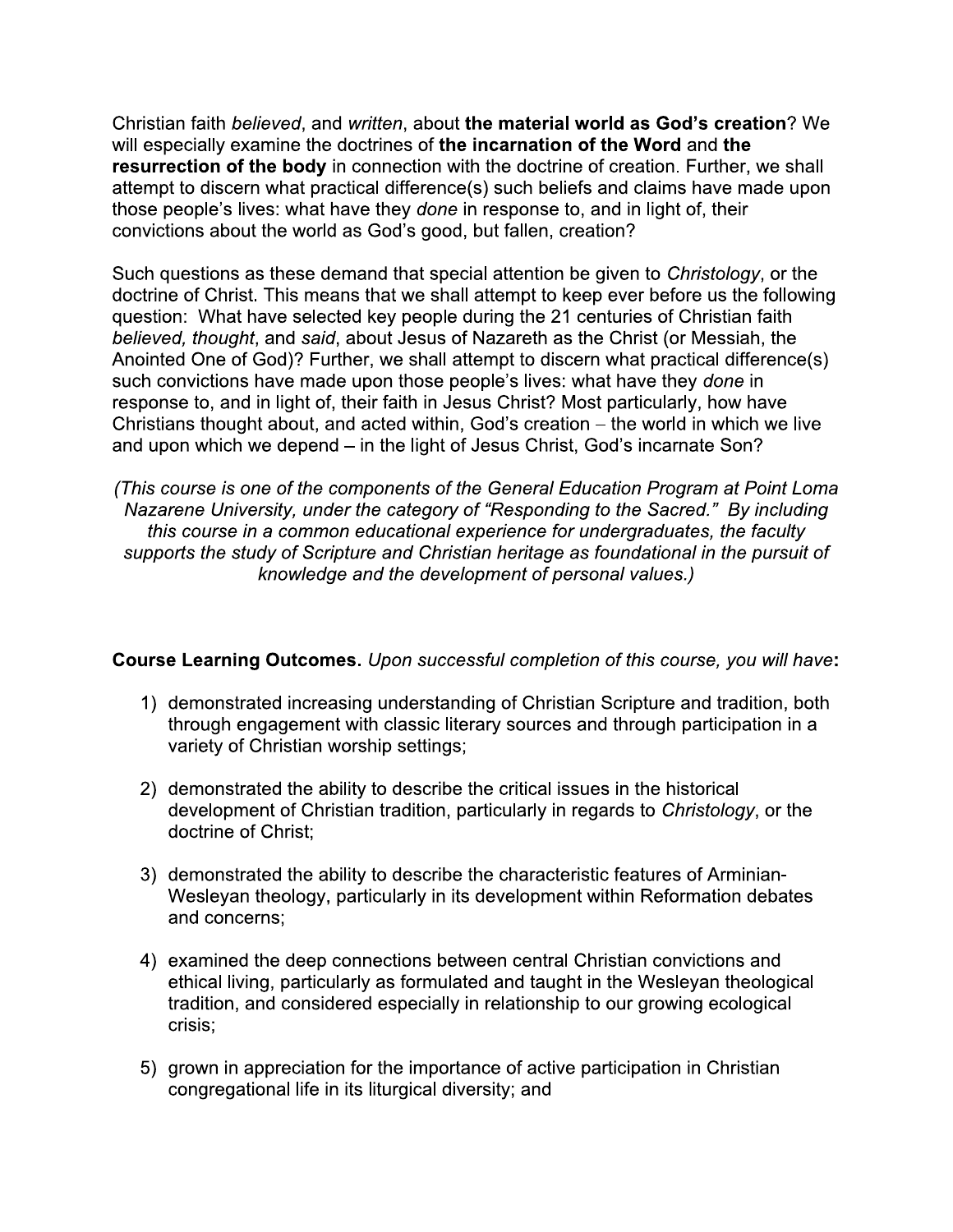Christian faith *believed*, and *written*, about **the material world as God's creation**? We will especially examine the doctrines of **the incarnation of the Word** and **the resurrection of the body** in connection with the doctrine of creation. Further, we shall attempt to discern what practical difference(s) such beliefs and claims have made upon those people's lives: what have they *done* in response to, and in light of, their convictions about the world as God's good, but fallen, creation?

Such questions as these demand that special attention be given to *Christology*, or the doctrine of Christ. This means that we shall attempt to keep ever before us the following question: What have selected key people during the 21 centuries of Christian faith *believed, thought*, and *said*, about Jesus of Nazareth as the Christ (or Messiah, the Anointed One of God)? Further, we shall attempt to discern what practical difference(s) such convictions have made upon those people's lives: what have they *done* in response to, and in light of, their faith in Jesus Christ? Most particularly, how have Christians thought about, and acted within, God's creation – the world in which we live and upon which we depend – in the light of Jesus Christ, God's incarnate Son?

*(This course is one of the components of the General Education Program at Point Loma Nazarene University, under the category of "Responding to the Sacred." By including this course in a common educational experience for undergraduates, the faculty supports the study of Scripture and Christian heritage as foundational in the pursuit of knowledge and the development of personal values.)*

**Course Learning Outcomes.** *Upon successful completion of this course, you will have***:**

1) demonstrated increasing understanding of Christian Scripture and tradition, both through engagement with classic literary sources and through participation in a variety of Christian worship settings;

2) demonstrated the ability to describe the critical issues in the historical development of Christian tradition, particularly in regards to *Christology*, or the doctrine of Christ;

3) demonstrated the ability to describe the characteristic features of Arminian-Wesleyan theology, particularly in its development within Reformation debates and concerns;

4) examined the deep connections between central Christian convictions and ethical living, particularly as formulated and taught in the Wesleyan theological tradition, and considered especially in relationship to our growing ecological crisis;

5) grown in appreciation for the importance of active participation in Christian congregational life in its liturgical diversity; and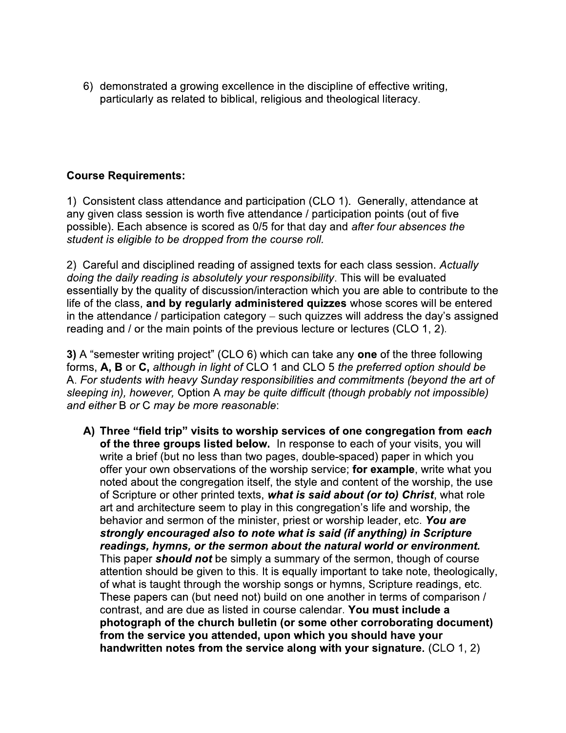6) demonstrated a growing excellence in the discipline of effective writing, particularly as related to biblical, religious and theological literacy.

**Course Requirements:**

1) Consistent class attendance and participation (CLO 1). Generally, attendance at any given class session is worth five attendance / participation points (out of five possible). Each absence is scored as 0/5 for that day and *after four absences the student is eligible to be dropped from the course roll.*

2) Careful and disciplined reading of assigned texts for each class session. *Actually doing the daily reading is absolutely your responsibility*. This will be evaluated essentially by the quality of discussion/interaction which you are able to contribute to the life of the class, **and by regularly administered quizzes** whose scores will be entered in the attendance / participation category – such quizzes will address the day's assigned reading and / or the main points of the previous lecture or lectures (CLO 1, 2).

**3)** A "semester writing project" (CLO 6) which can take any **one** of the three following forms, **A, B** or **C,** *although in light of* CLO 1 and CLO 5 *the preferred option should be* A. *For students with heavy Sunday responsibilities and commitments (beyond the art of sleeping in), however,* Option A *may be quite difficult (though probably not impossible) and either* B *or* C *may be more reasonable*:

**A) Three "field trip" visits to worship services of one congregation from *each* of the three groups listed below.** In response to each of your visits, you will write a brief (but no less than two pages, double-spaced) paper in which you offer your own observations of the worship service; **for example**, write what you noted about the congregation itself, the style and content of the worship, the use of Scripture or other printed texts, ***what is said about (or to) Christ***, what role art and architecture seem to play in this congregation's life and worship, the behavior and sermon of the minister, priest or worship leader, etc. ***You are strongly encouraged also to note what is said (if anything) in Scripture readings, hymns, or the sermon about the natural world or environment.*** This paper ***should not*** be simply a summary of the sermon, though of course attention should be given to this. It is equally important to take note, theologically, of what is taught through the worship songs or hymns, Scripture readings, etc. These papers can (but need not) build on one another in terms of comparison / contrast, and are due as listed in course calendar. **You must include a photograph of the church bulletin (or some other corroborating document) from the service you attended, upon which you should have your handwritten notes from the service along with your signature.** (CLO 1, 2)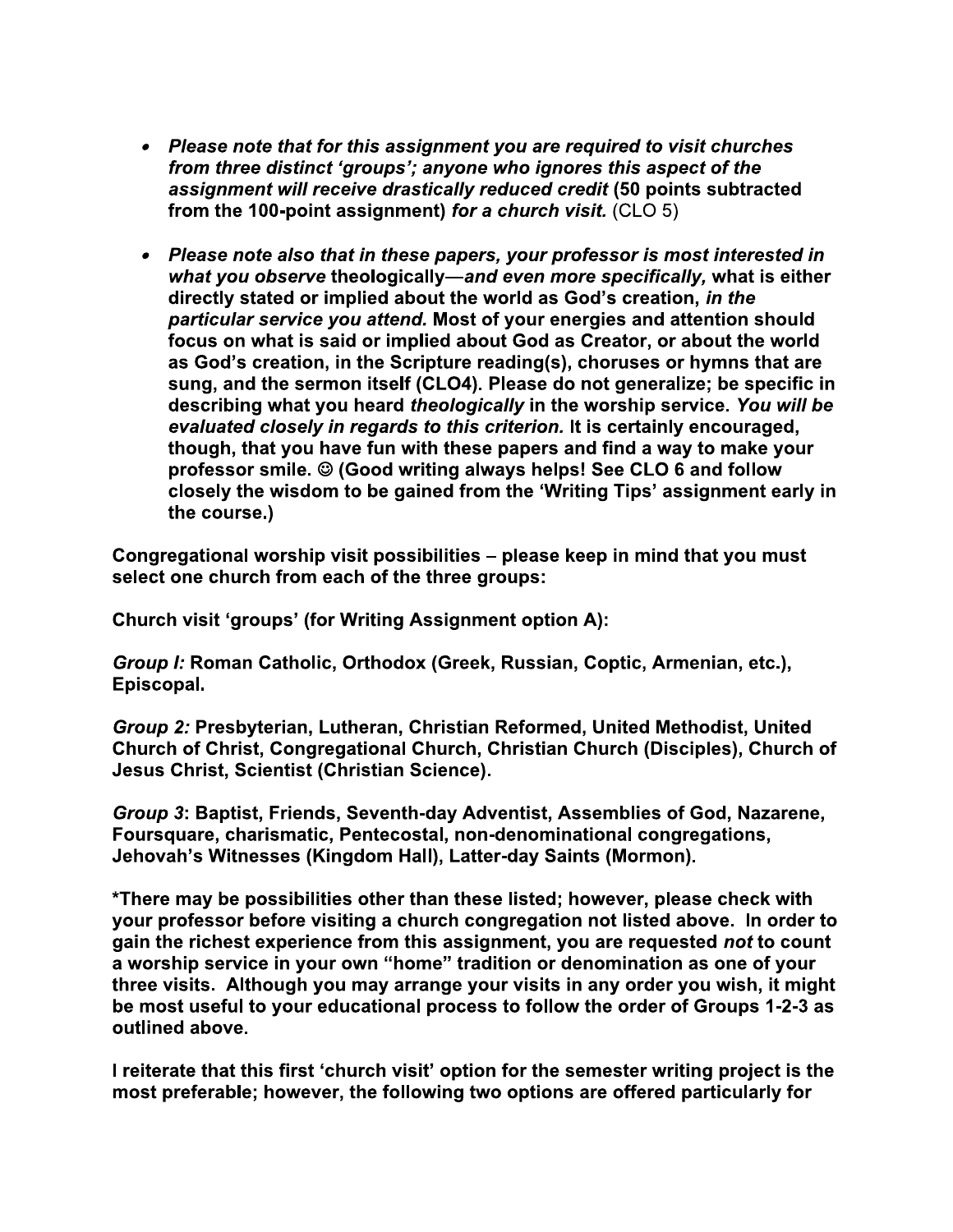- ***Please note that for this assignment you are required to visit churches from three distinct 'groups'; anyone who ignores this aspect of the assignment will receive drastically reduced credit* (50 points subtracted from the 100-point assignment) *for a church visit.*** (CLO 5)

- ***Please note also that in these papers, your professor is most interested in what you observe* theologically*—and even more specifically,* what is either directly stated or implied about the world as God's creation, *in the particular service you attend.* Most of your energies and attention should focus on what is said or implied about God as Creator, or about the world as God's creation, in the Scripture reading(s), choruses or hymns that are sung, and the sermon itself (CLO4). Please do not generalize; be specific in describing what you heard *theologically* in the worship service. *You will be evaluated closely in regards to this criterion.* It is certainly encouraged, though, that you have fun with these papers and find a way to make your professor smile. ☺ (Good writing always helps! See CLO 6 and follow closely the wisdom to be gained from the 'Writing Tips' assignment early in the course.)**

**Congregational worship visit possibilities – please keep in mind that you must select one church from each of the three groups:**

**Church visit 'groups' (for Writing Assignment option A):**

***Group I:* Roman Catholic, Orthodox (Greek, Russian, Coptic, Armenian, etc.), Episcopal.**

***Group 2:* Presbyterian, Lutheran, Christian Reformed, United Methodist, United Church of Christ, Congregational Church, Christian Church (Disciples), Church of Jesus Christ, Scientist (Christian Science).**

***Group 3*: Baptist, Friends, Seventh-day Adventist, Assemblies of God, Nazarene, Foursquare, charismatic, Pentecostal, non-denominational congregations, Jehovah's Witnesses (Kingdom Hall), Latter-day Saints (Mormon).**

**\*There may be possibilities other than these listed; however, please check with your professor before visiting a church congregation not listed above. In order to gain the richest experience from this assignment, you are requested *not* to count a worship service in your own "home" tradition or denomination as one of your three visits. Although you may arrange your visits in any order you wish, it might be most useful to your educational process to follow the order of Groups 1-2-3 as outlined above.**

**I reiterate that this first 'church visit' option for the semester writing project is the most preferable; however, the following two options are offered particularly for**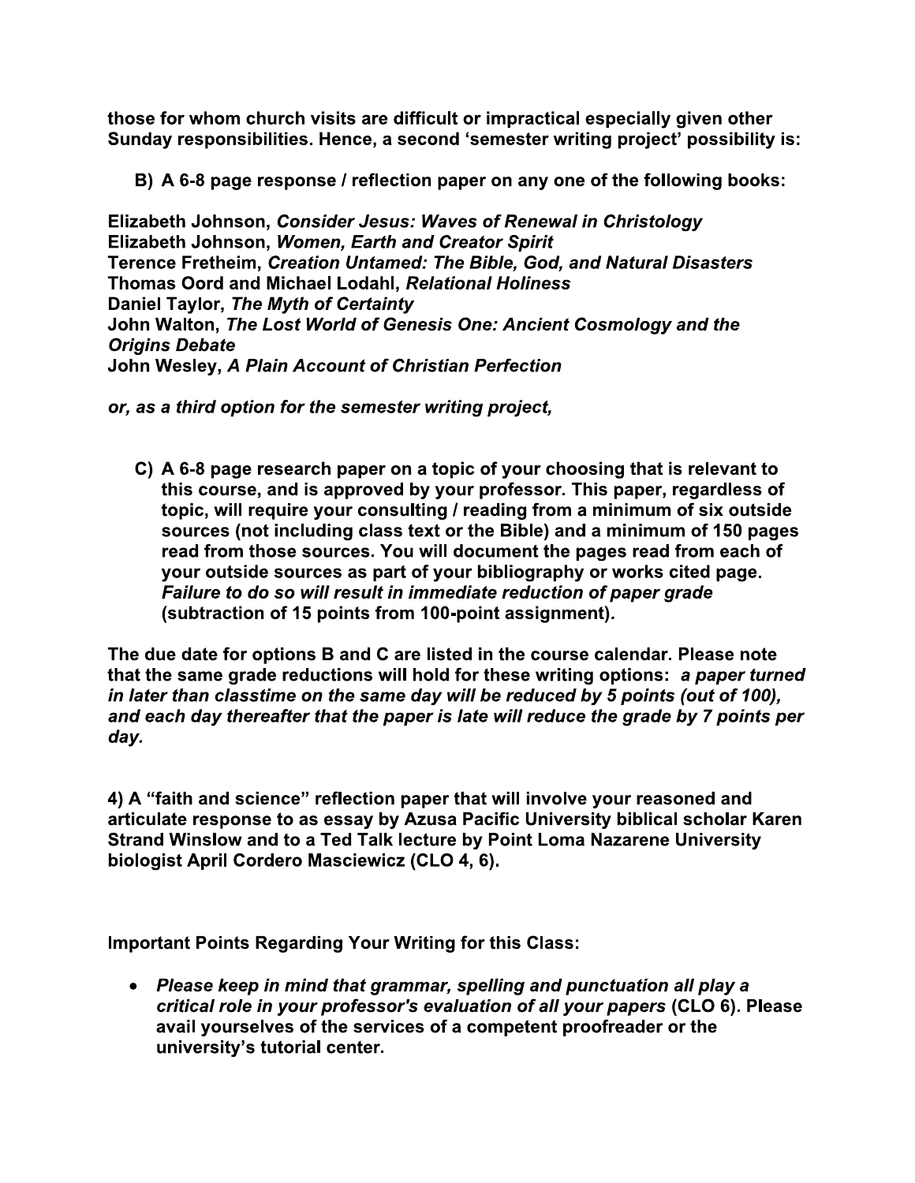**those for whom church visits are difficult or impractical especially given other Sunday responsibilities. Hence, a second 'semester writing project' possibility is:**

**B) A 6-8 page response / reflection paper on any one of the following books:**

**Elizabeth Johnson, *Consider Jesus: Waves of Renewal in Christology***
**Elizabeth Johnson, *Women, Earth and Creator Spirit***
**Terence Fretheim, *Creation Untamed: The Bible, God, and Natural Disasters***
**Thomas Oord and Michael Lodahl, *Relational Holiness***
**Daniel Taylor, *The Myth of Certainty***
**John Walton, *The Lost World of Genesis One: Ancient Cosmology and the Origins Debate***
**John Wesley, *A Plain Account of Christian Perfection***

***or, as a third option for the semester writing project,***

**C) A 6-8 page research paper on a topic of your choosing that is relevant to this course, and is approved by your professor. This paper, regardless of topic, will require your consulting / reading from a minimum of six outside sources (not including class text or the Bible) and a minimum of 150 pages read from those sources. You will document the pages read from each of your outside sources as part of your bibliography or works cited page. *Failure to do so will result in immediate reduction of paper grade* (subtraction of 15 points from 100-point assignment).**

**The due date for options B and C are listed in the course calendar. Please note that the same grade reductions will hold for these writing options: *a paper turned in later than classtime on the same day will be reduced by 5 points (out of 100), and each day thereafter that the paper is late will reduce the grade by 7 points per day.***

**4) A "faith and science" reflection paper that will involve your reasoned and articulate response to as essay by Azusa Pacific University biblical scholar Karen Strand Winslow and to a Ted Talk lecture by Point Loma Nazarene University biologist April Cordero Masciewicz (CLO 4, 6).**

**Important Points Regarding Your Writing for this Class:**

- ***Please keep in mind that grammar, spelling and punctuation all play a critical role in your professor's evaluation of all your papers* (CLO 6). Please avail yourselves of the services of a competent proofreader or the university's tutorial center.**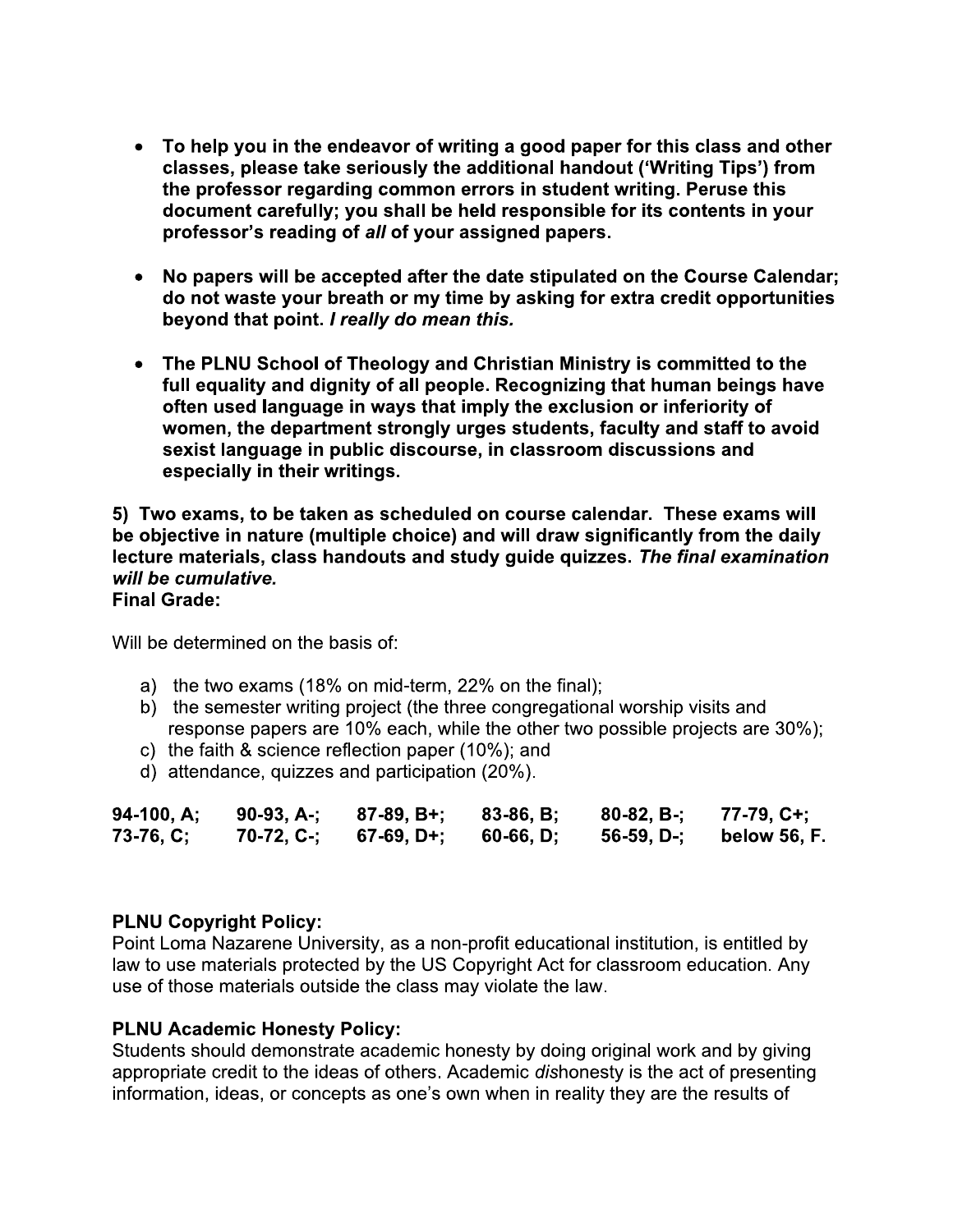- **To help you in the endeavor of writing a good paper for this class and other classes, please take seriously the additional handout ('Writing Tips') from the professor regarding common errors in student writing. Peruse this document carefully; you shall be held responsible for its contents in your professor's reading of *all* of your assigned papers.**

- **No papers will be accepted after the date stipulated on the Course Calendar; do not waste your breath or my time by asking for extra credit opportunities beyond that point. *I really do mean this.***

- **The PLNU School of Theology and Christian Ministry is committed to the full equality and dignity of all people. Recognizing that human beings have often used language in ways that imply the exclusion or inferiority of women, the department strongly urges students, faculty and staff to avoid sexist language in public discourse, in classroom discussions and especially in their writings.**

**5) Two exams, to be taken as scheduled on course calendar. These exams will be objective in nature (multiple choice) and will draw significantly from the daily lecture materials, class handouts and study guide quizzes. *The final examination will be cumulative.***

**Final Grade:**

Will be determined on the basis of:

a) the two exams (18% on mid-term, 22% on the final);
b) the semester writing project (the three congregational worship visits and response papers are 10% each, while the other two possible projects are 30%);
c) the faith & science reflection paper (10%); and
d) attendance, quizzes and participation (20%).

| | | | | | |
|---|---|---|---|---|---|
| **94-100, A;** | **90-93, A-;** | **87-89, B+;** | **83-86, B;** | **80-82, B-;** | **77-79, C+;** |
| **73-76, C;** | **70-72, C-;** | **67-69, D+;** | **60-66, D;** | **56-59, D-;** | **below 56, F.** |

**PLNU Copyright Policy:**
Point Loma Nazarene University, as a non-profit educational institution, is entitled by law to use materials protected by the US Copyright Act for classroom education. Any use of those materials outside the class may violate the law.

**PLNU Academic Honesty Policy:**
Students should demonstrate academic honesty by doing original work and by giving appropriate credit to the ideas of others. Academic *dis*honesty is the act of presenting information, ideas, or concepts as one's own when in reality they are the results of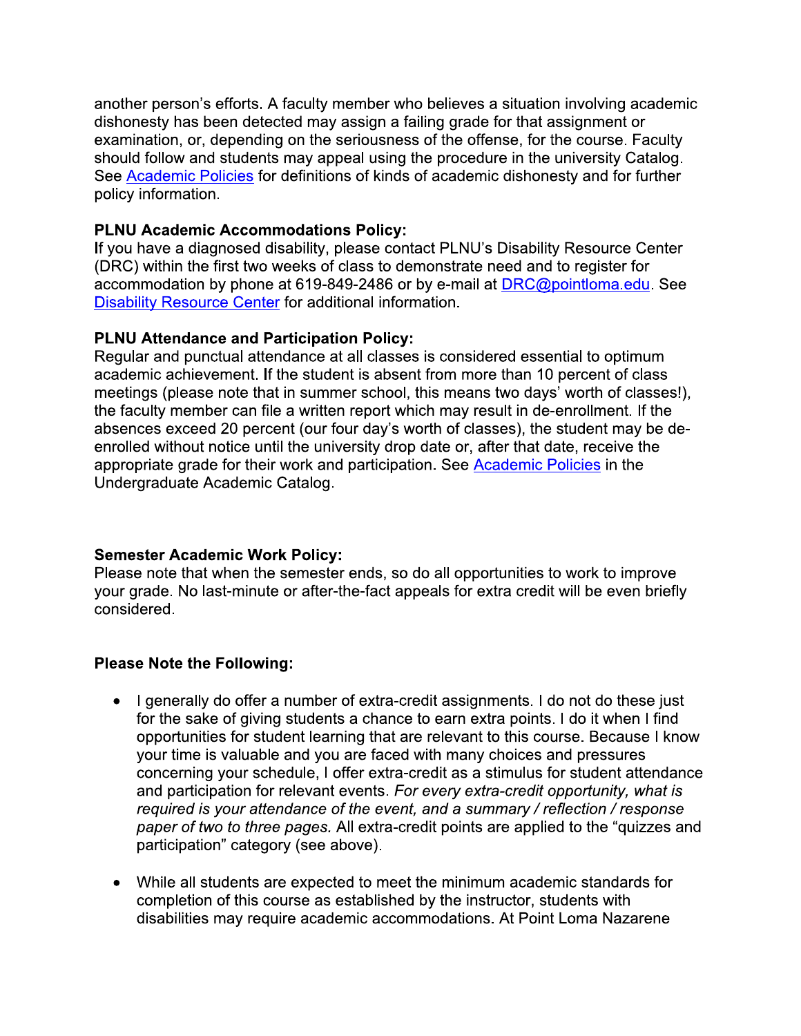another person's efforts. A faculty member who believes a situation involving academic dishonesty has been detected may assign a failing grade for that assignment or examination, or, depending on the seriousness of the offense, for the course. Faculty should follow and students may appeal using the procedure in the university Catalog. See [Academic Policies] for definitions of kinds of academic dishonesty and for further policy information.

**PLNU Academic Accommodations Policy:**
If you have a diagnosed disability, please contact PLNU's Disability Resource Center (DRC) within the first two weeks of class to demonstrate need and to register for accommodation by phone at 619-849-2486 or by e-mail at DRC@pointloma.edu. See [Disability Resource Center] for additional information.

**PLNU Attendance and Participation Policy:**
Regular and punctual attendance at all classes is considered essential to optimum academic achievement. If the student is absent from more than 10 percent of class meetings (please note that in summer school, this means two days' worth of classes!), the faculty member can file a written report which may result in de-enrollment. If the absences exceed 20 percent (our four day's worth of classes), the student may be de-enrolled without notice until the university drop date or, after that date, receive the appropriate grade for their work and participation. See [Academic Policies] in the Undergraduate Academic Catalog.

**Semester Academic Work Policy:**
Please note that when the semester ends, so do all opportunities to work to improve your grade. No last-minute or after-the-fact appeals for extra credit will be even briefly considered.

**Please Note the Following:**

- I generally do offer a number of extra-credit assignments. I do not do these just for the sake of giving students a chance to earn extra points. I do it when I find opportunities for student learning that are relevant to this course. Because I know your time is valuable and you are faced with many choices and pressures concerning your schedule, I offer extra-credit as a stimulus for student attendance and participation for relevant events. *For every extra-credit opportunity, what is required is your attendance of the event, and a summary / reflection / response paper of two to three pages.* All extra-credit points are applied to the "quizzes and participation" category (see above).

- While all students are expected to meet the minimum academic standards for completion of this course as established by the instructor, students with disabilities may require academic accommodations. At Point Loma Nazarene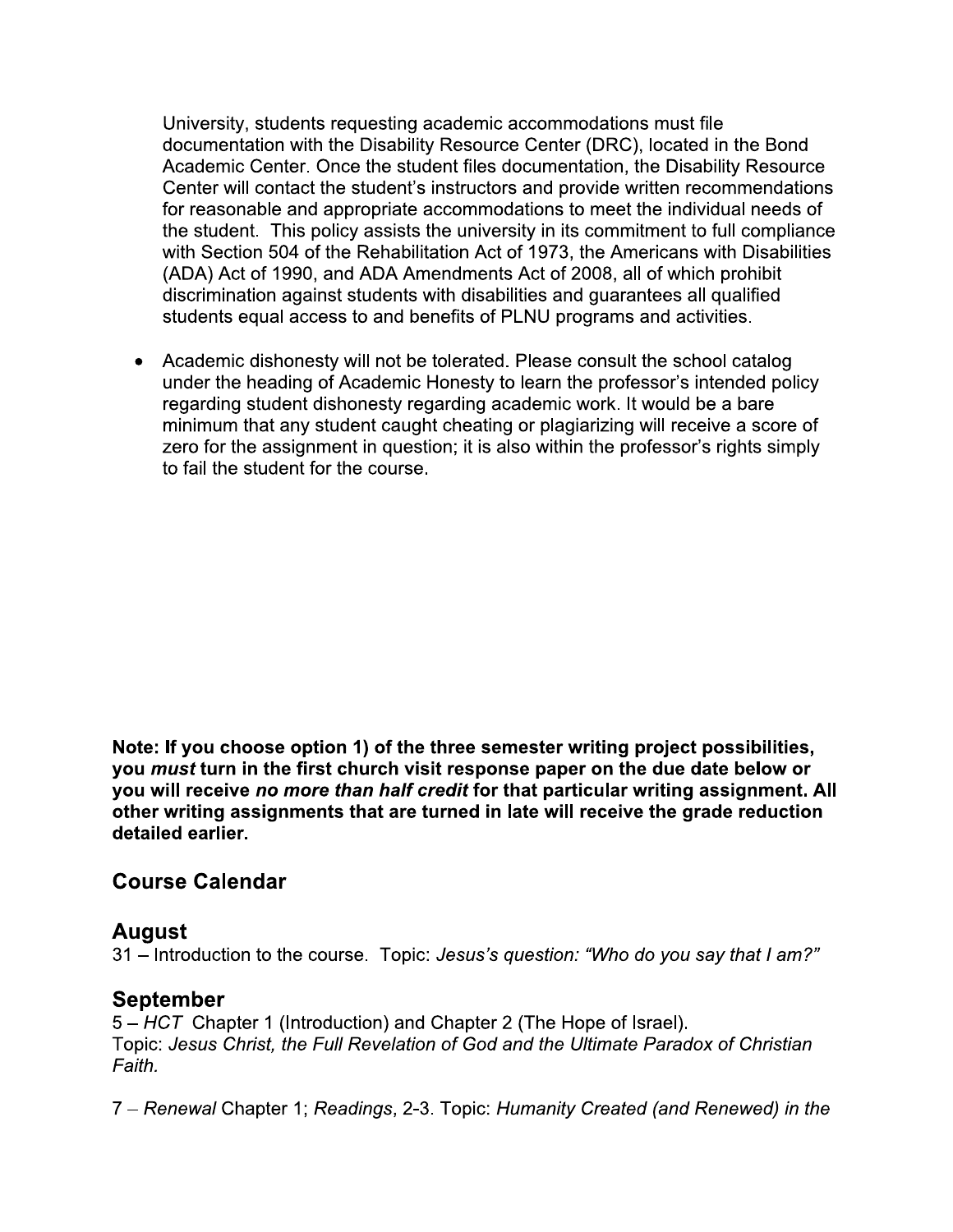University, students requesting academic accommodations must file documentation with the Disability Resource Center (DRC), located in the Bond Academic Center. Once the student files documentation, the Disability Resource Center will contact the student's instructors and provide written recommendations for reasonable and appropriate accommodations to meet the individual needs of the student. This policy assists the university in its commitment to full compliance with Section 504 of the Rehabilitation Act of 1973, the Americans with Disabilities (ADA) Act of 1990, and ADA Amendments Act of 2008, all of which prohibit discrimination against students with disabilities and guarantees all qualified students equal access to and benefits of PLNU programs and activities.

- Academic dishonesty will not be tolerated. Please consult the school catalog under the heading of Academic Honesty to learn the professor's intended policy regarding student dishonesty regarding academic work. It would be a bare minimum that any student caught cheating or plagiarizing will receive a score of zero for the assignment in question; it is also within the professor's rights simply to fail the student for the course.

**Note: If you choose option 1) of the three semester writing project possibilities, you *must* turn in the first church visit response paper on the due date below or you will receive *no more than half credit* for that particular writing assignment. All other writing assignments that are turned in late will receive the grade reduction detailed earlier.**

## Course Calendar

### August

31 – Introduction to the course. Topic: *Jesus's question: "Who do you say that I am?"*

### September

5 – *HCT* Chapter 1 (Introduction) and Chapter 2 (The Hope of Israel).
Topic: *Jesus Christ, the Full Revelation of God and the Ultimate Paradox of Christian Faith.*

7 – *Renewal* Chapter 1; *Readings*, 2-3. Topic: *Humanity Created (and Renewed) in the*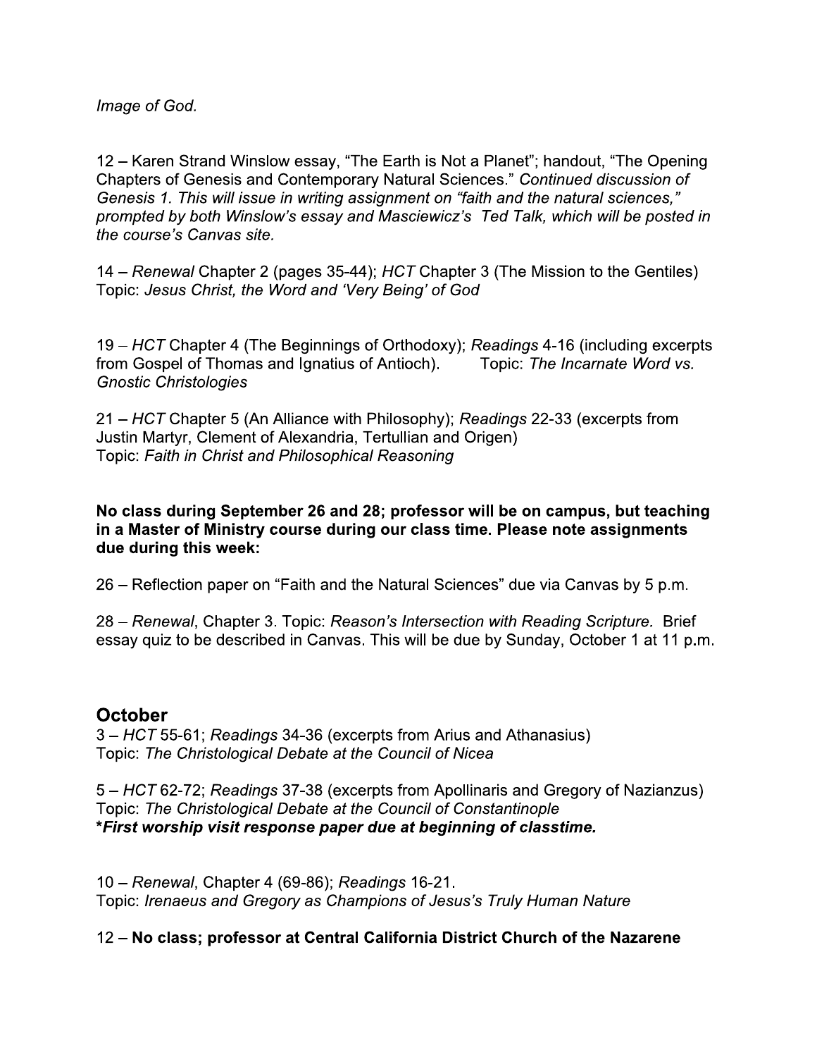*Image of God.*

12 – Karen Strand Winslow essay, “The Earth is Not a Planet”; handout, “The Opening Chapters of Genesis and Contemporary Natural Sciences.” *Continued discussion of Genesis 1. This will issue in writing assignment on “faith and the natural sciences,” prompted by both Winslow’s essay and Masciewicz’s Ted Talk, which will be posted in the course’s Canvas site.*

14 – *Renewal* Chapter 2 (pages 35-44); *HCT* Chapter 3 (The Mission to the Gentiles) Topic: *Jesus Christ, the Word and ‘Very Being’ of God*

19 – *HCT* Chapter 4 (The Beginnings of Orthodoxy); *Readings* 4-16 (including excerpts from Gospel of Thomas and Ignatius of Antioch). Topic: *The Incarnate Word vs. Gnostic Christologies*

21 – *HCT* Chapter 5 (An Alliance with Philosophy); *Readings* 22-33 (excerpts from Justin Martyr, Clement of Alexandria, Tertullian and Origen)
Topic: *Faith in Christ and Philosophical Reasoning*

**No class during September 26 and 28; professor will be on campus, but teaching in a Master of Ministry course during our class time. Please note assignments due during this week:**

26 – Reflection paper on “Faith and the Natural Sciences” due via Canvas by 5 p.m.

28 – *Renewal*, Chapter 3. Topic: *Reason’s Intersection with Reading Scripture.* Brief essay quiz to be described in Canvas. This will be due by Sunday, October 1 at 11 p.m.

## October

3 – *HCT* 55-61; *Readings* 34-36 (excerpts from Arius and Athanasius)
Topic: *The Christological Debate at the Council of Nicea*

5 – *HCT* 62-72; *Readings* 37-38 (excerpts from Apollinaris and Gregory of Nazianzus)
Topic: *The Christological Debate at the Council of Constantinople*
***First worship visit response paper due at beginning of classtime.***

10 – *Renewal*, Chapter 4 (69-86); *Readings* 16-21.
Topic: *Irenaeus and Gregory as Champions of Jesus’s Truly Human Nature*

12 – **No class; professor at Central California District Church of the Nazarene**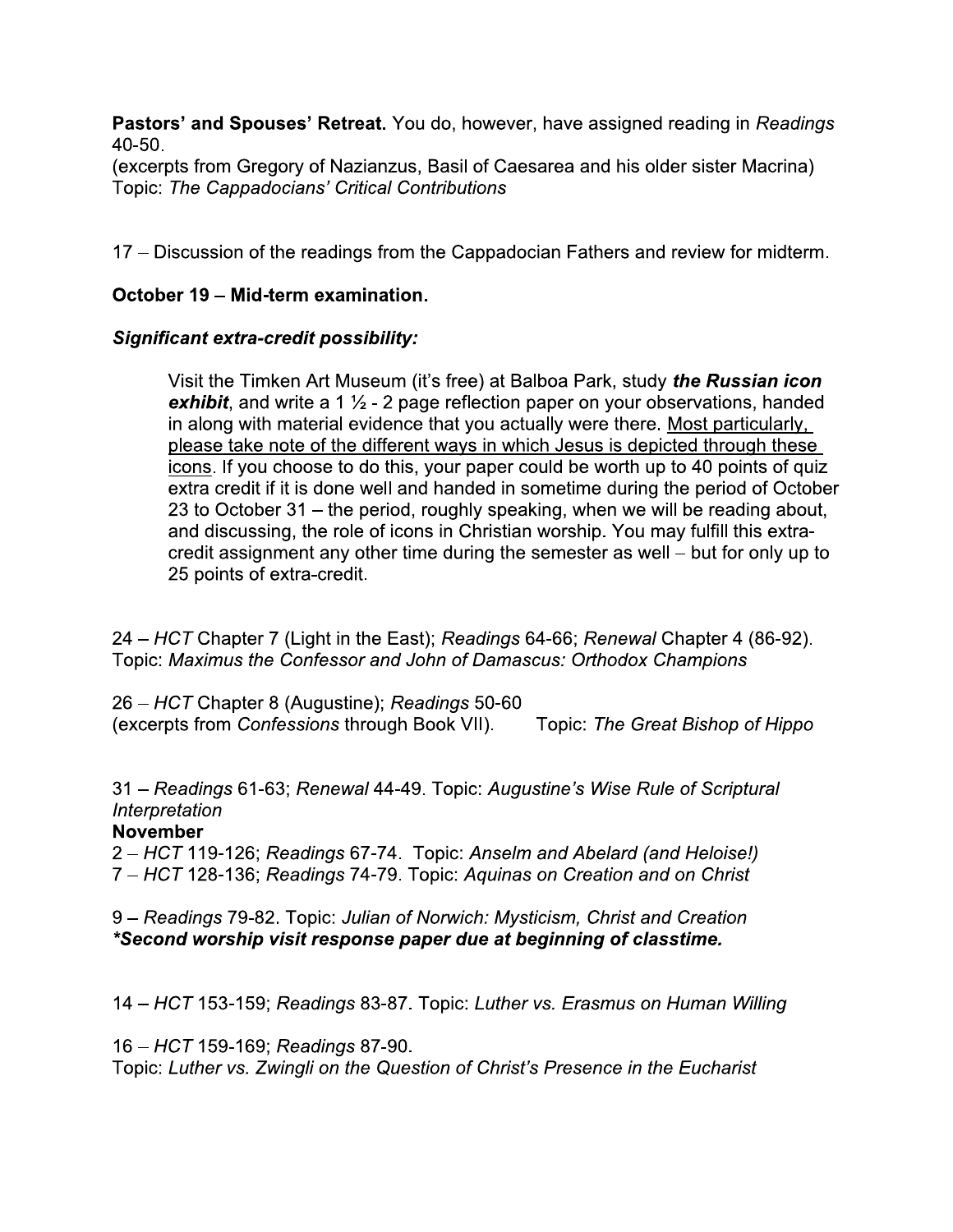**Pastors' and Spouses' Retreat.** You do, however, have assigned reading in *Readings* 40-50.
(excerpts from Gregory of Nazianzus, Basil of Caesarea and his older sister Macrina)
Topic: *The Cappadocians' Critical Contributions*

17 – Discussion of the readings from the Cappadocian Fathers and review for midterm.

**October 19 – Mid-term examination.**

***Significant extra-credit possibility:***

> Visit the Timken Art Museum (it's free) at Balboa Park, study ***the Russian icon exhibit***, and write a 1 ½ - 2 page reflection paper on your observations, handed in along with material evidence that you actually were there. <u>Most particularly, please take note of the different ways in which Jesus is depicted through these icons</u>. If you choose to do this, your paper could be worth up to 40 points of quiz extra credit if it is done well and handed in sometime during the period of October 23 to October 31 – the period, roughly speaking, when we will be reading about, and discussing, the role of icons in Christian worship. You may fulfill this extra-credit assignment any other time during the semester as well – but for only up to 25 points of extra-credit.

24 – *HCT* Chapter 7 (Light in the East); *Readings* 64-66; *Renewal* Chapter 4 (86-92).
Topic: *Maximus the Confessor and John of Damascus: Orthodox Champions*

26 – *HCT* Chapter 8 (Augustine); *Readings* 50-60
(excerpts from *Confessions* through Book VII). Topic: *The Great Bishop of Hippo*

31 – *Readings* 61-63; *Renewal* 44-49. Topic: *Augustine's Wise Rule of Scriptural Interpretation*

**November**

2 – *HCT* 119-126; *Readings* 67-74. Topic: *Anselm and Abelard (and Heloise!)*
7 – *HCT* 128-136; *Readings* 74-79. Topic: *Aquinas on Creation and on Christ*

9 – *Readings* 79-82. Topic: *Julian of Norwich: Mysticism, Christ and Creation*
***\*Second worship visit response paper due at beginning of classtime.***

14 – *HCT* 153-159; *Readings* 83-87. Topic: *Luther vs. Erasmus on Human Willing*

16 – *HCT* 159-169; *Readings* 87-90.
Topic: *Luther vs. Zwingli on the Question of Christ's Presence in the Eucharist*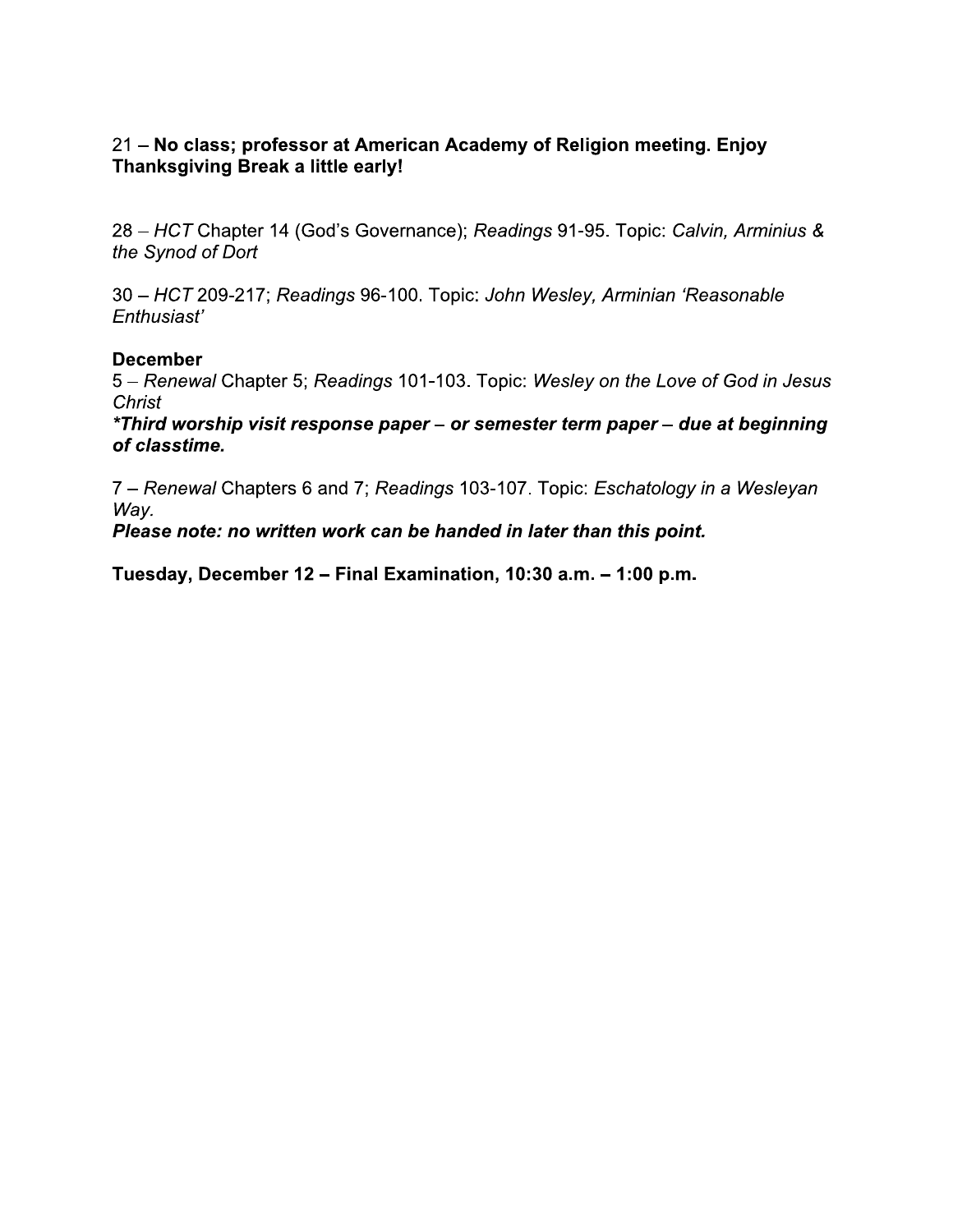21 – **No class; professor at American Academy of Religion meeting. Enjoy Thanksgiving Break a little early!**

28 – *HCT* Chapter 14 (God's Governance); *Readings* 91-95. Topic: *Calvin, Arminius & the Synod of Dort*

30 – *HCT* 209-217; *Readings* 96-100. Topic: *John Wesley, Arminian 'Reasonable Enthusiast'*

**December**

5 – *Renewal* Chapter 5; *Readings* 101-103. Topic: *Wesley on the Love of God in Jesus Christ*

***Third worship visit response paper – or semester term paper – due at beginning of classtime.***

7 – *Renewal* Chapters 6 and 7; *Readings* 103-107. Topic: *Eschatology in a Wesleyan Way.*

***Please note: no written work can be handed in later than this point.***

**Tuesday, December 12 – Final Examination, 10:30 a.m. – 1:00 p.m.**